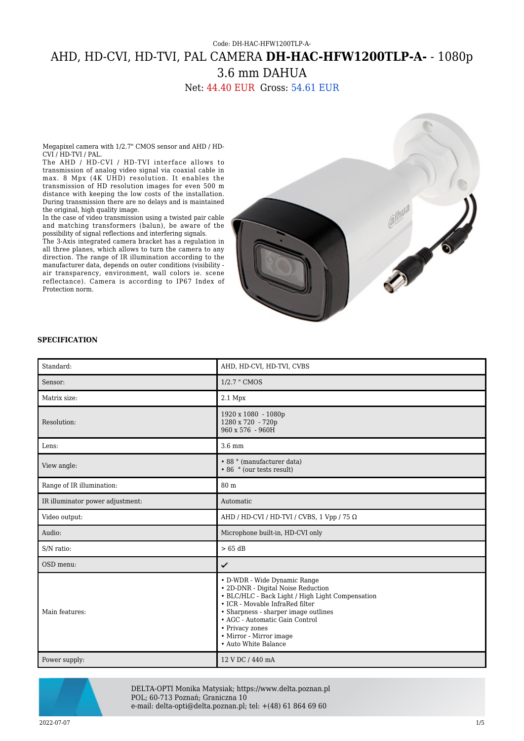Code: DH-HAC-HFW1200TLP-A-

# AHD, HD-CVI, HD-TVI, PAL CAMERA **DH-HAC-HFW1200TLP-A-** - 1080p 3.6 mm DAHUA

Net: 44.40 EUR Gross: 54.61 EUR

Megapixel camera with 1/2.7" CMOS sensor and AHD / HD-CVI / HD-TVI / PAL.
The AHD / HD-CVI / HD-TVI interface allows to transmission of analog video signal via coaxial cable in max. 8 Mpx (4K UHD) resolution. It enables the transmission of HD resolution images for even 500 m distance with keeping the low costs of the installation. During transmission there are no delays and is maintained the original, high quality image.
In the case of video transmission using a twisted pair cable and matching transformers (balun), be aware of the possibility of signal reflections and interfering signals.
The 3-Axis integrated camera bracket has a regulation in all three planes, which allows to turn the camera to any direction. The range of IR illumination according to the manufacturer data, depends on outer conditions (visibility - air transparency, environment, wall colors ie. scene reflectance). Camera is according to IP67 Index of Protection norm.

**SPECIFICATION**

| | |
|---|---|
| Standard: | AHD, HD-CVI, HD-TVI, CVBS |
| Sensor: | 1/2.7 " CMOS |
| Matrix size: | 2.1 Mpx |
| Resolution: | 1920 x 1080 - 1080p<br>1280 x 720 - 720p<br>960 x 576 - 960H |
| Lens: | 3.6 mm |
| View angle: | • 88 ° (manufacturer data)<br>• 86 ° (our tests result) |
| Range of IR illumination: | 80 m |
| IR illuminator power adjustment: | Automatic |
| Video output: | AHD / HD-CVI / HD-TVI / CVBS, 1 Vpp / 75 Ω |
| Audio: | Microphone built-in, HD-CVI only |
| S/N ratio: | > 65 dB |
| OSD menu: | ✔ |
| Main features: | • D-WDR - Wide Dynamic Range<br>• 2D-DNR - Digital Noise Reduction<br>• BLC/HLC - Back Light / High Light Compensation<br>• ICR - Movable InfraRed filter<br>• Sharpness - sharper image outlines<br>• AGC - Automatic Gain Control<br>• Privacy zones<br>• Mirror - Mirror image<br>• Auto White Balance |
| Power supply: | 12 V DC / 440 mA |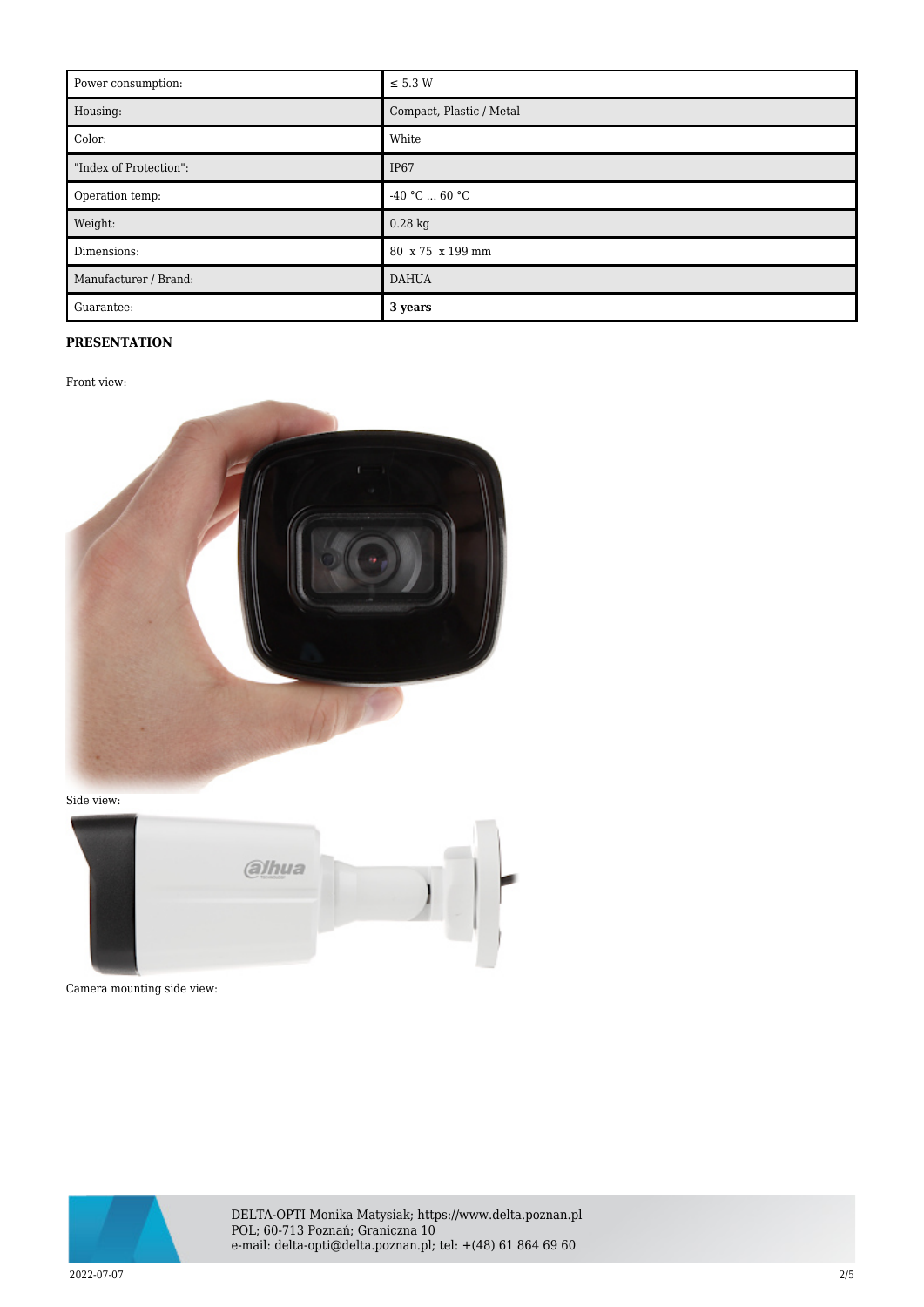| Power consumption: | ≤ 5.3 W |
| --- | --- |
| Housing: | Compact, Plastic / Metal |
| Color: | White |
| "Index of Protection": | IP67 |
| Operation temp: | -40 °C ... 60 °C |
| Weight: | 0.28 kg |
| Dimensions: | 80 x 75 x 199 mm |
| Manufacturer / Brand: | DAHUA |
| Guarantee: | **3 years** |

**PRESENTATION**

Front view:

Side view:

Camera mounting side view: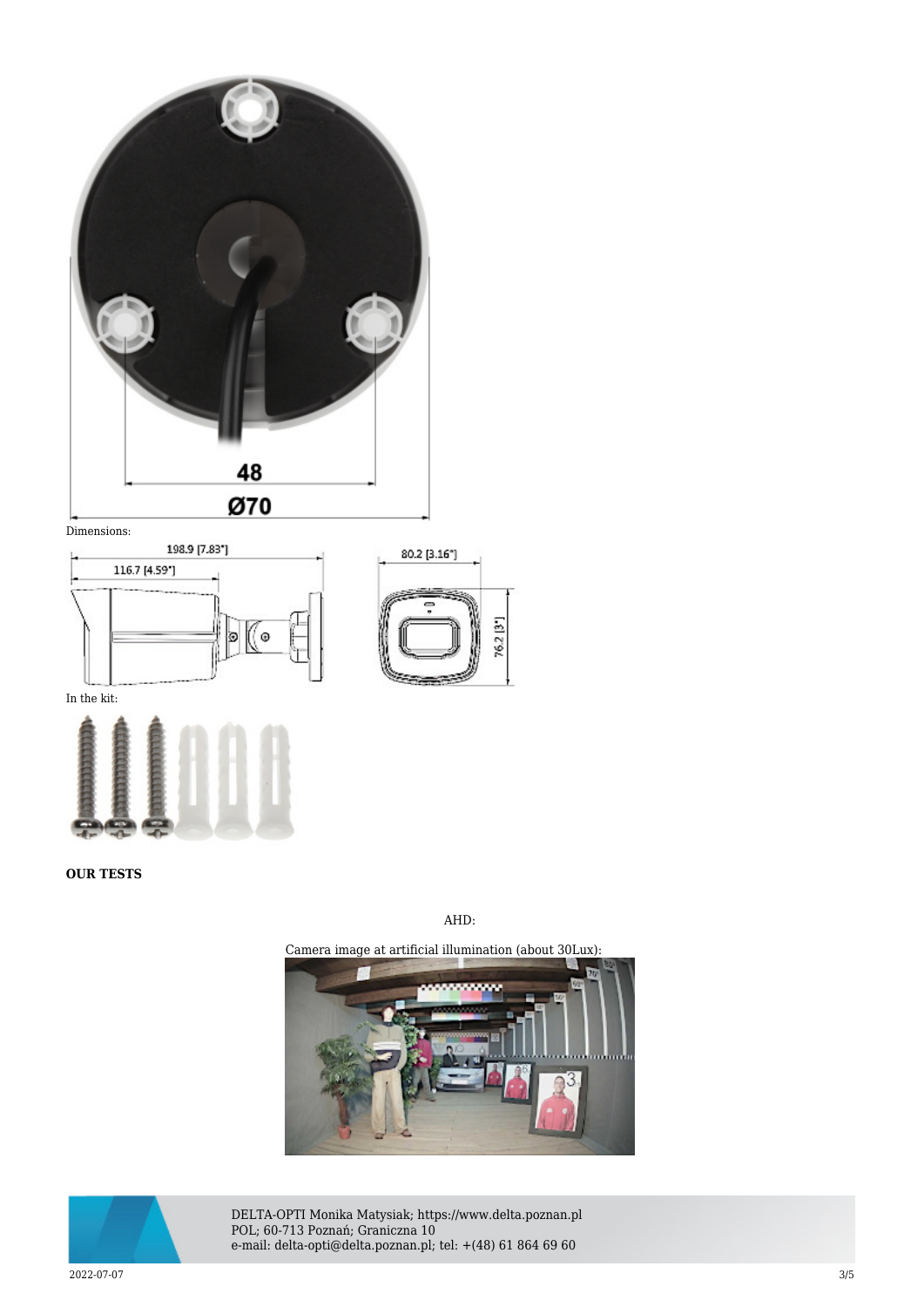48

Ø70

Dimensions:

198.9 [7.83"]

116.7 [4.59"]

80.2 [3.16"]

76.2 [3"]

In the kit:

**OUR TESTS**

AHD:

Camera image at artificial illumination (about 30Lux):

DELTA-OPTI Monika Matysiak; https://www.delta.poznan.pl
POL; 60-713 Poznań; Graniczna 10
e-mail: delta-opti@delta.poznan.pl; tel: +(48) 61 864 69 60

2022-07-07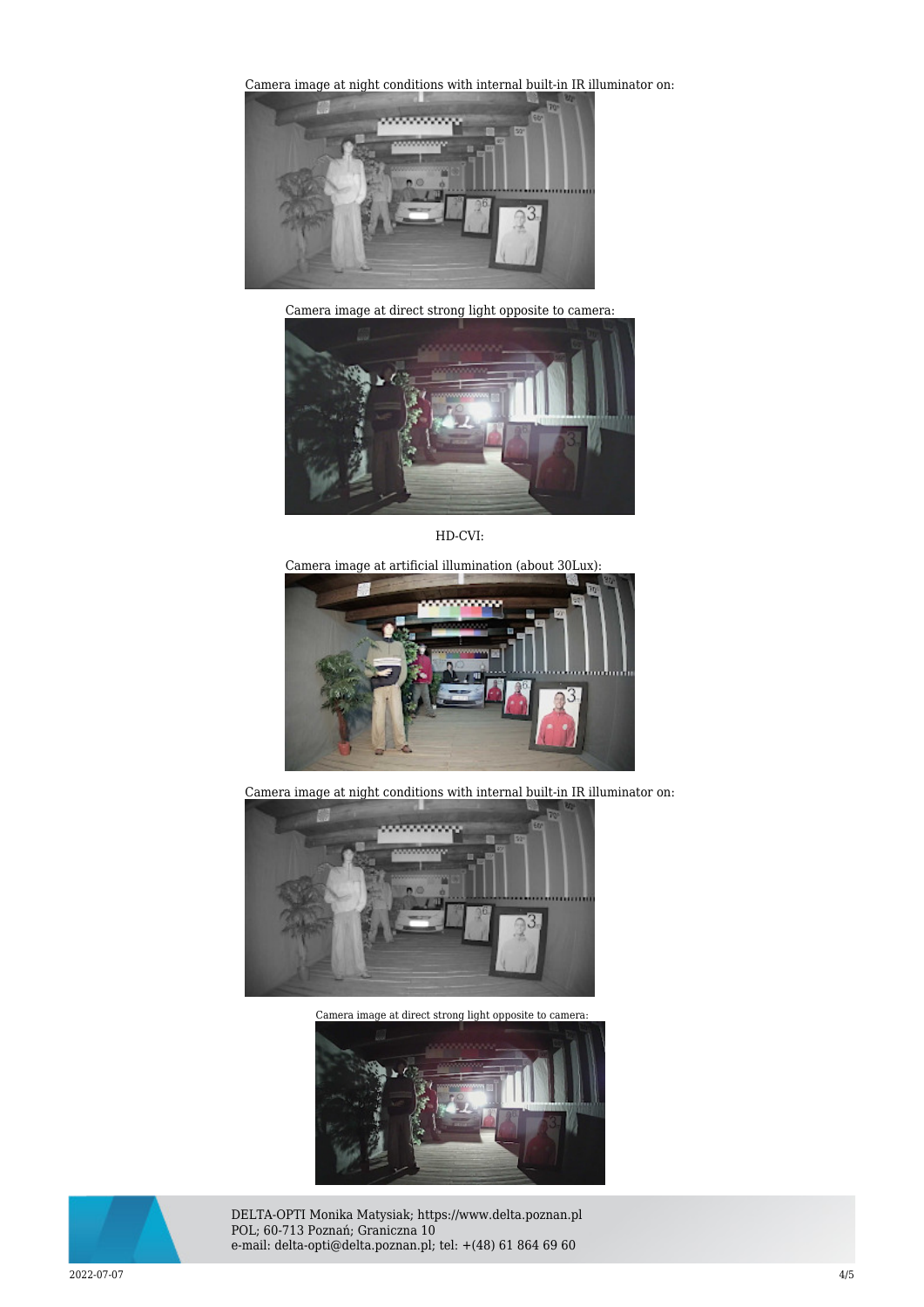Camera image at night conditions with internal built-in IR illuminator on:

Camera image at direct strong light opposite to camera:

HD-CVI:

Camera image at artificial illumination (about 30Lux):

Camera image at night conditions with internal built-in IR illuminator on:

Camera image at direct strong light opposite to camera:

DELTA-OPTI Monika Matysiak; https://www.delta.poznan.pl
POL; 60-713 Poznań; Graniczna 10
e-mail: delta-opti@delta.poznan.pl; tel: +(48) 61 864 69 60

2022-07-07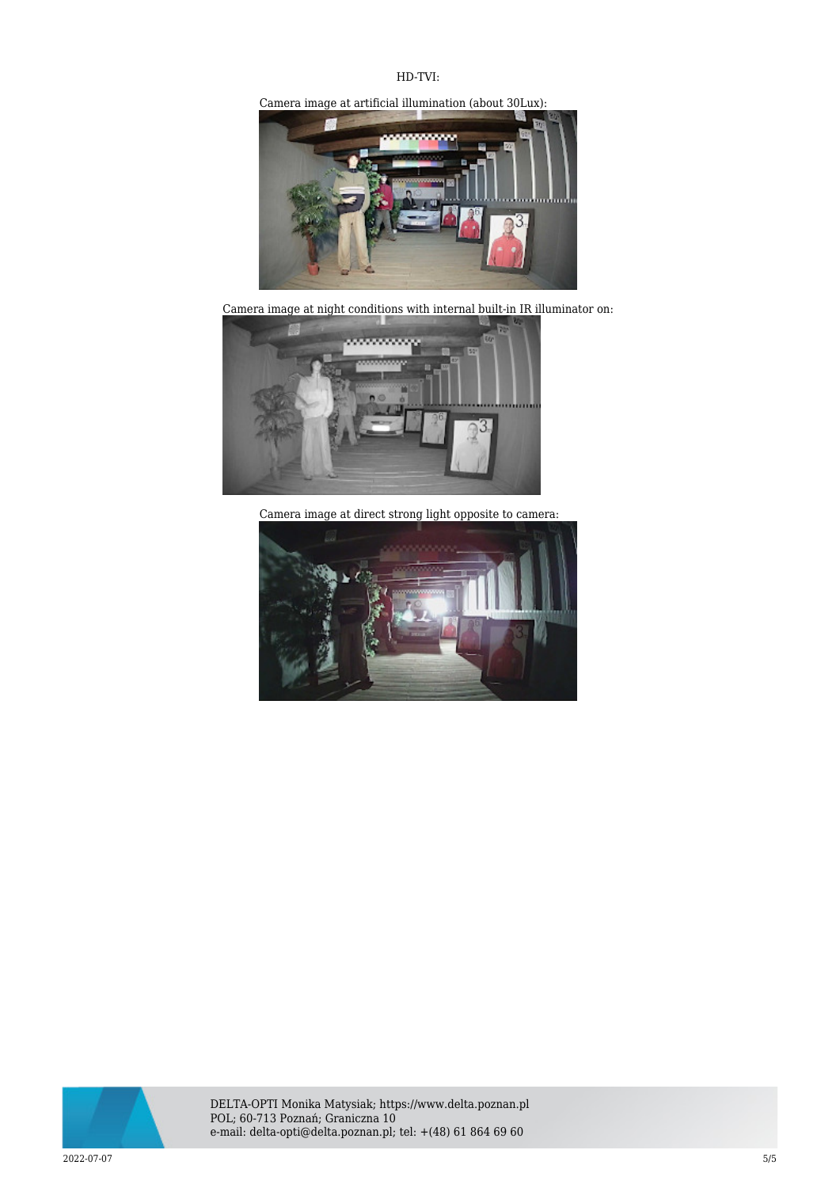HD-TVI:

Camera image at artificial illumination (about 30Lux):

Camera image at night conditions with internal built-in IR illuminator on:

Camera image at direct strong light opposite to camera: